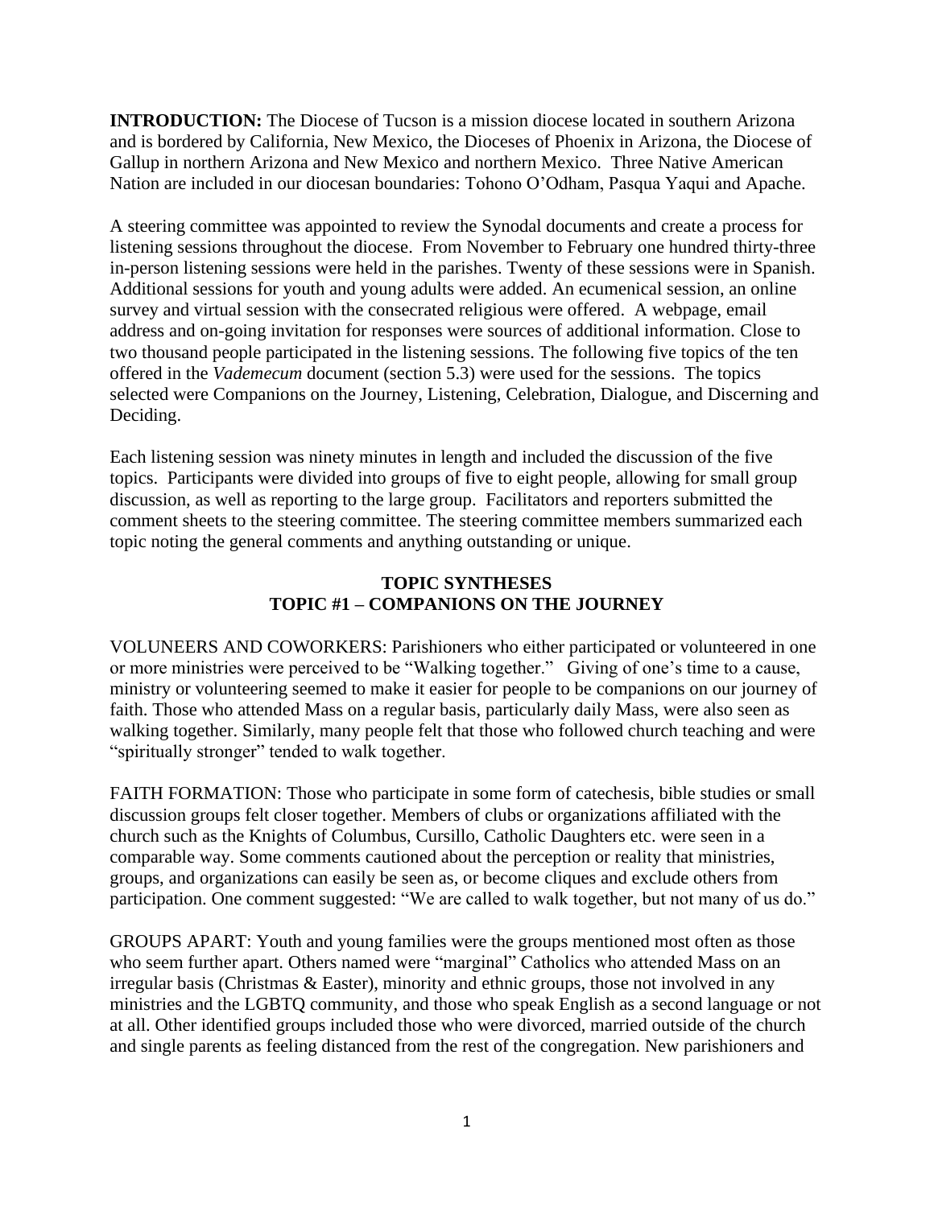**INTRODUCTION:** The Diocese of Tucson is a mission diocese located in southern Arizona and is bordered by California, New Mexico, the Dioceses of Phoenix in Arizona, the Diocese of Gallup in northern Arizona and New Mexico and northern Mexico. Three Native American Nation are included in our diocesan boundaries: Tohono O'Odham, Pasqua Yaqui and Apache.

A steering committee was appointed to review the Synodal documents and create a process for listening sessions throughout the diocese. From November to February one hundred thirty-three in-person listening sessions were held in the parishes. Twenty of these sessions were in Spanish. Additional sessions for youth and young adults were added. An ecumenical session, an online survey and virtual session with the consecrated religious were offered. A webpage, email address and on-going invitation for responses were sources of additional information. Close to two thousand people participated in the listening sessions. The following five topics of the ten offered in the *Vademecum* document (section 5.3) were used for the sessions. The topics selected were Companions on the Journey, Listening, Celebration, Dialogue, and Discerning and Deciding.

Each listening session was ninety minutes in length and included the discussion of the five topics. Participants were divided into groups of five to eight people, allowing for small group discussion, as well as reporting to the large group. Facilitators and reporters submitted the comment sheets to the steering committee. The steering committee members summarized each topic noting the general comments and anything outstanding or unique.

## TOPIC SYNTHESES
## TOPIC #1 – COMPANIONS ON THE JOURNEY

VOLUNEERS AND COWORKERS: Parishioners who either participated or volunteered in one or more ministries were perceived to be "Walking together." Giving of one's time to a cause, ministry or volunteering seemed to make it easier for people to be companions on our journey of faith. Those who attended Mass on a regular basis, particularly daily Mass, were also seen as walking together. Similarly, many people felt that those who followed church teaching and were "spiritually stronger" tended to walk together.

FAITH FORMATION: Those who participate in some form of catechesis, bible studies or small discussion groups felt closer together. Members of clubs or organizations affiliated with the church such as the Knights of Columbus, Cursillo, Catholic Daughters etc. were seen in a comparable way. Some comments cautioned about the perception or reality that ministries, groups, and organizations can easily be seen as, or become cliques and exclude others from participation. One comment suggested: "We are called to walk together, but not many of us do."

GROUPS APART: Youth and young families were the groups mentioned most often as those who seem further apart. Others named were "marginal" Catholics who attended Mass on an irregular basis (Christmas & Easter), minority and ethnic groups, those not involved in any ministries and the LGBTQ community, and those who speak English as a second language or not at all. Other identified groups included those who were divorced, married outside of the church and single parents as feeling distanced from the rest of the congregation. New parishioners and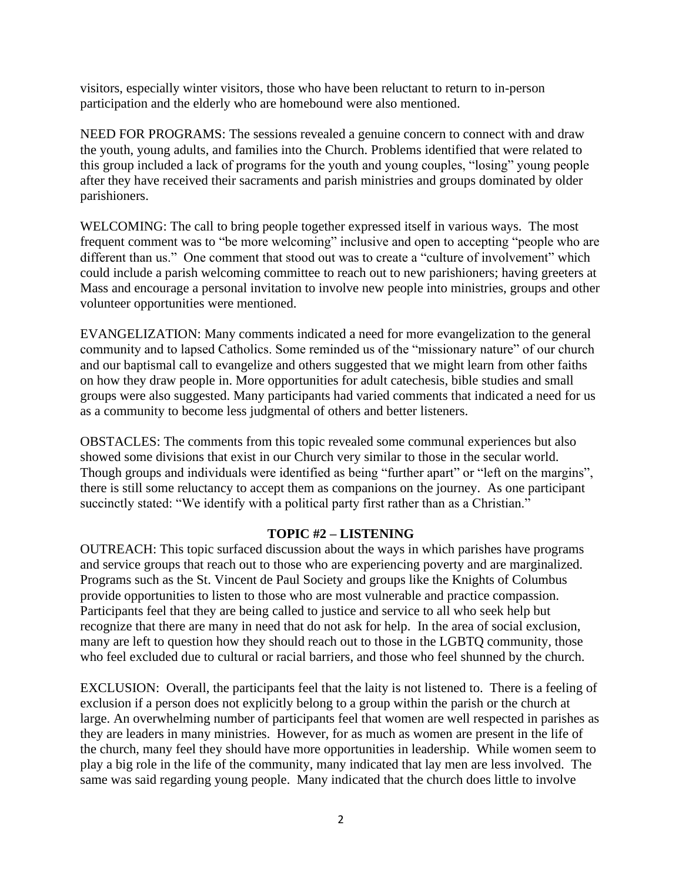visitors, especially winter visitors, those who have been reluctant to return to in-person participation and the elderly who are homebound were also mentioned.

NEED FOR PROGRAMS: The sessions revealed a genuine concern to connect with and draw the youth, young adults, and families into the Church. Problems identified that were related to this group included a lack of programs for the youth and young couples, "losing" young people after they have received their sacraments and parish ministries and groups dominated by older parishioners.

WELCOMING: The call to bring people together expressed itself in various ways. The most frequent comment was to "be more welcoming" inclusive and open to accepting "people who are different than us." One comment that stood out was to create a "culture of involvement" which could include a parish welcoming committee to reach out to new parishioners; having greeters at Mass and encourage a personal invitation to involve new people into ministries, groups and other volunteer opportunities were mentioned.

EVANGELIZATION: Many comments indicated a need for more evangelization to the general community and to lapsed Catholics. Some reminded us of the "missionary nature" of our church and our baptismal call to evangelize and others suggested that we might learn from other faiths on how they draw people in. More opportunities for adult catechesis, bible studies and small groups were also suggested. Many participants had varied comments that indicated a need for us as a community to become less judgmental of others and better listeners.

OBSTACLES: The comments from this topic revealed some communal experiences but also showed some divisions that exist in our Church very similar to those in the secular world. Though groups and individuals were identified as being "further apart" or "left on the margins", there is still some reluctancy to accept them as companions on the journey. As one participant succinctly stated: "We identify with a political party first rather than as a Christian."

## TOPIC #2 – LISTENING

OUTREACH: This topic surfaced discussion about the ways in which parishes have programs and service groups that reach out to those who are experiencing poverty and are marginalized. Programs such as the St. Vincent de Paul Society and groups like the Knights of Columbus provide opportunities to listen to those who are most vulnerable and practice compassion. Participants feel that they are being called to justice and service to all who seek help but recognize that there are many in need that do not ask for help. In the area of social exclusion, many are left to question how they should reach out to those in the LGBTQ community, those who feel excluded due to cultural or racial barriers, and those who feel shunned by the church.

EXCLUSION: Overall, the participants feel that the laity is not listened to. There is a feeling of exclusion if a person does not explicitly belong to a group within the parish or the church at large. An overwhelming number of participants feel that women are well respected in parishes as they are leaders in many ministries. However, for as much as women are present in the life of the church, many feel they should have more opportunities in leadership. While women seem to play a big role in the life of the community, many indicated that lay men are less involved. The same was said regarding young people. Many indicated that the church does little to involve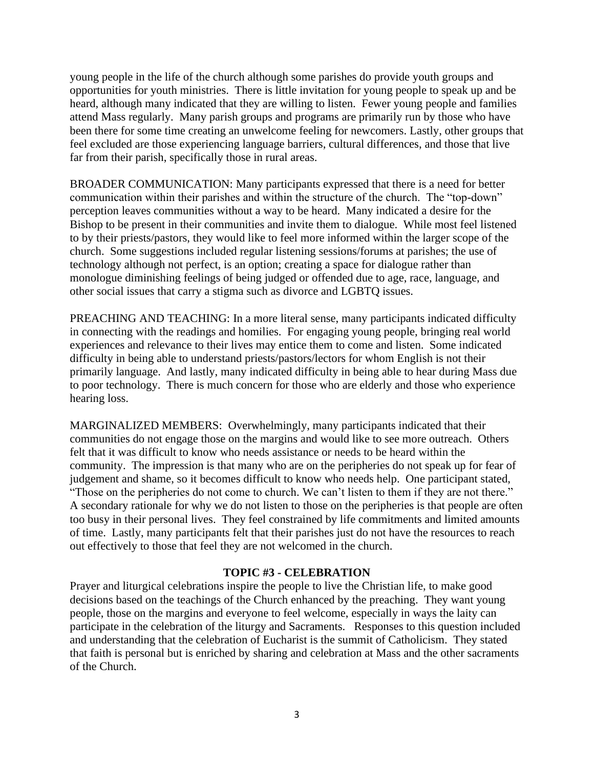young people in the life of the church although some parishes do provide youth groups and opportunities for youth ministries. There is little invitation for young people to speak up and be heard, although many indicated that they are willing to listen. Fewer young people and families attend Mass regularly. Many parish groups and programs are primarily run by those who have been there for some time creating an unwelcome feeling for newcomers. Lastly, other groups that feel excluded are those experiencing language barriers, cultural differences, and those that live far from their parish, specifically those in rural areas.

BROADER COMMUNICATION: Many participants expressed that there is a need for better communication within their parishes and within the structure of the church. The "top-down" perception leaves communities without a way to be heard. Many indicated a desire for the Bishop to be present in their communities and invite them to dialogue. While most feel listened to by their priests/pastors, they would like to feel more informed within the larger scope of the church. Some suggestions included regular listening sessions/forums at parishes; the use of technology although not perfect, is an option; creating a space for dialogue rather than monologue diminishing feelings of being judged or offended due to age, race, language, and other social issues that carry a stigma such as divorce and LGBTQ issues.

PREACHING AND TEACHING: In a more literal sense, many participants indicated difficulty in connecting with the readings and homilies. For engaging young people, bringing real world experiences and relevance to their lives may entice them to come and listen. Some indicated difficulty in being able to understand priests/pastors/lectors for whom English is not their primarily language. And lastly, many indicated difficulty in being able to hear during Mass due to poor technology. There is much concern for those who are elderly and those who experience hearing loss.

MARGINALIZED MEMBERS: Overwhelmingly, many participants indicated that their communities do not engage those on the margins and would like to see more outreach. Others felt that it was difficult to know who needs assistance or needs to be heard within the community. The impression is that many who are on the peripheries do not speak up for fear of judgement and shame, so it becomes difficult to know who needs help. One participant stated, "Those on the peripheries do not come to church. We can't listen to them if they are not there." A secondary rationale for why we do not listen to those on the peripheries is that people are often too busy in their personal lives. They feel constrained by life commitments and limited amounts of time. Lastly, many participants felt that their parishes just do not have the resources to reach out effectively to those that feel they are not welcomed in the church.

## TOPIC #3 - CELEBRATION

Prayer and liturgical celebrations inspire the people to live the Christian life, to make good decisions based on the teachings of the Church enhanced by the preaching. They want young people, those on the margins and everyone to feel welcome, especially in ways the laity can participate in the celebration of the liturgy and Sacraments. Responses to this question included and understanding that the celebration of Eucharist is the summit of Catholicism. They stated that faith is personal but is enriched by sharing and celebration at Mass and the other sacraments of the Church.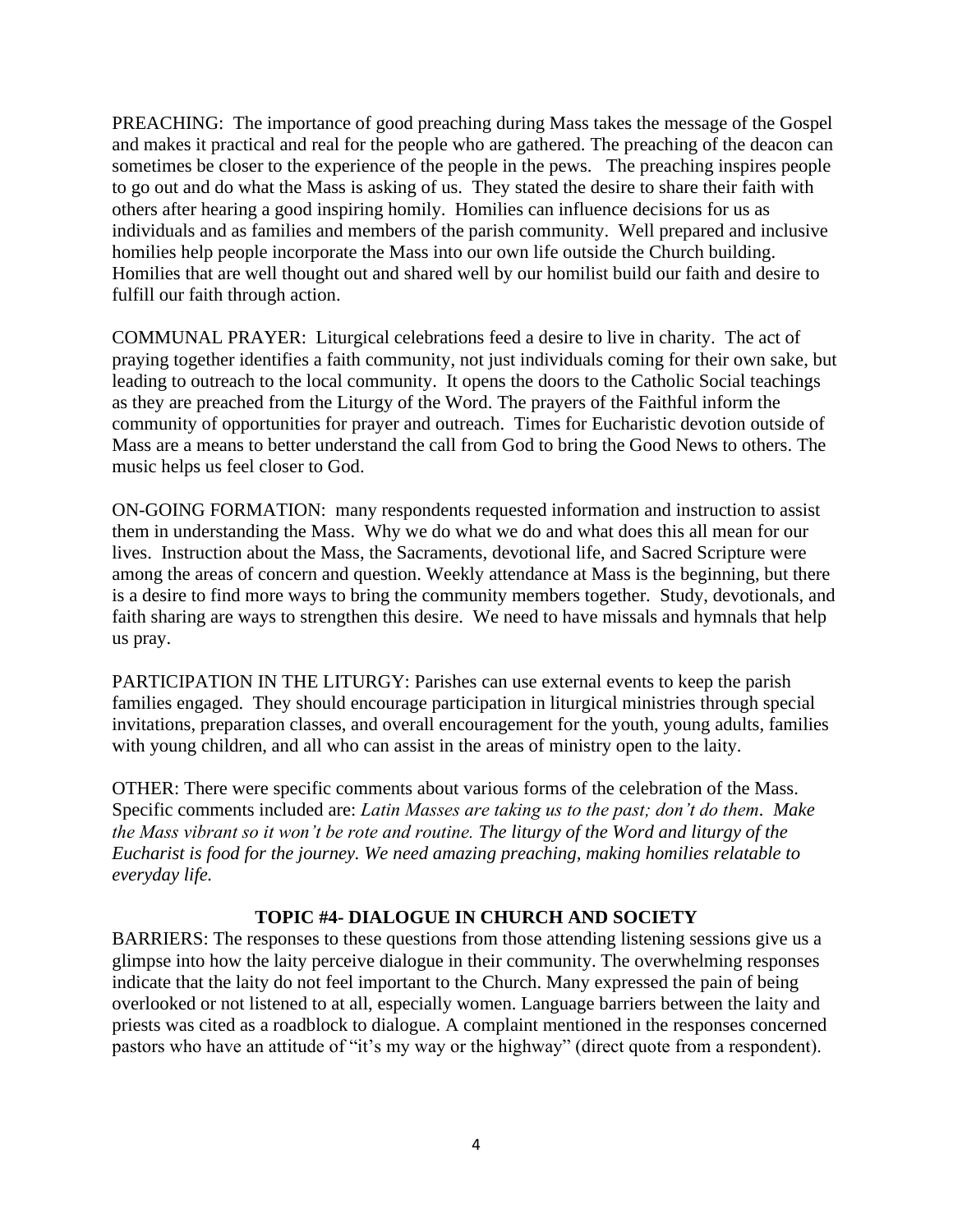PREACHING: The importance of good preaching during Mass takes the message of the Gospel and makes it practical and real for the people who are gathered. The preaching of the deacon can sometimes be closer to the experience of the people in the pews. The preaching inspires people to go out and do what the Mass is asking of us. They stated the desire to share their faith with others after hearing a good inspiring homily. Homilies can influence decisions for us as individuals and as families and members of the parish community. Well prepared and inclusive homilies help people incorporate the Mass into our own life outside the Church building. Homilies that are well thought out and shared well by our homilist build our faith and desire to fulfill our faith through action.

COMMUNAL PRAYER: Liturgical celebrations feed a desire to live in charity. The act of praying together identifies a faith community, not just individuals coming for their own sake, but leading to outreach to the local community. It opens the doors to the Catholic Social teachings as they are preached from the Liturgy of the Word. The prayers of the Faithful inform the community of opportunities for prayer and outreach. Times for Eucharistic devotion outside of Mass are a means to better understand the call from God to bring the Good News to others. The music helps us feel closer to God.

ON-GOING FORMATION: many respondents requested information and instruction to assist them in understanding the Mass. Why we do what we do and what does this all mean for our lives. Instruction about the Mass, the Sacraments, devotional life, and Sacred Scripture were among the areas of concern and question. Weekly attendance at Mass is the beginning, but there is a desire to find more ways to bring the community members together. Study, devotionals, and faith sharing are ways to strengthen this desire. We need to have missals and hymnals that help us pray.

PARTICIPATION IN THE LITURGY: Parishes can use external events to keep the parish families engaged. They should encourage participation in liturgical ministries through special invitations, preparation classes, and overall encouragement for the youth, young adults, families with young children, and all who can assist in the areas of ministry open to the laity.

OTHER: There were specific comments about various forms of the celebration of the Mass. Specific comments included are: *Latin Masses are taking us to the past; don't do them. Make the Mass vibrant so it won't be rote and routine. The liturgy of the Word and liturgy of the Eucharist is food for the journey. We need amazing preaching, making homilies relatable to everyday life.*

## TOPIC #4- DIALOGUE IN CHURCH AND SOCIETY

BARRIERS: The responses to these questions from those attending listening sessions give us a glimpse into how the laity perceive dialogue in their community. The overwhelming responses indicate that the laity do not feel important to the Church. Many expressed the pain of being overlooked or not listened to at all, especially women. Language barriers between the laity and priests was cited as a roadblock to dialogue. A complaint mentioned in the responses concerned pastors who have an attitude of "it's my way or the highway" (direct quote from a respondent).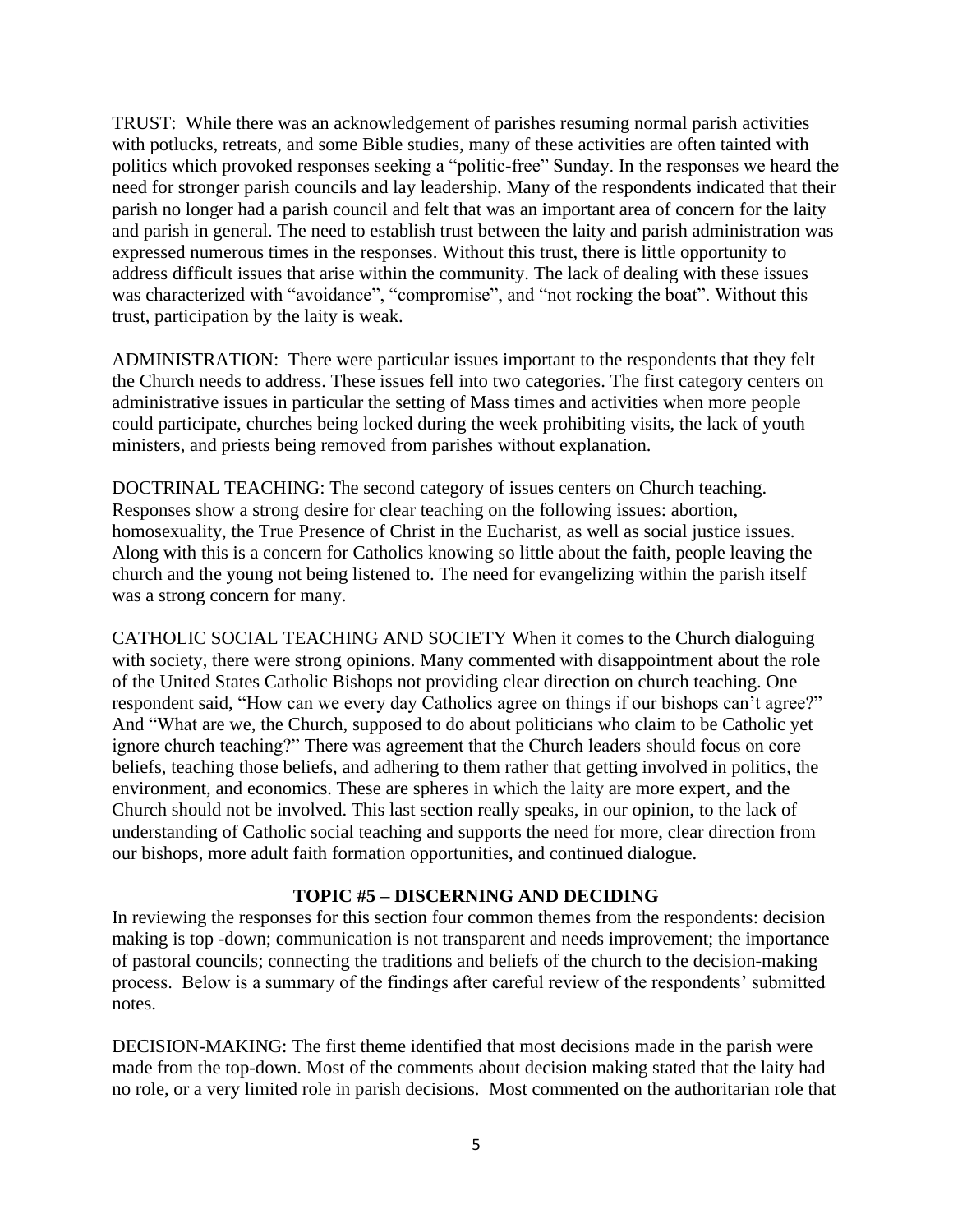TRUST: While there was an acknowledgement of parishes resuming normal parish activities with potlucks, retreats, and some Bible studies, many of these activities are often tainted with politics which provoked responses seeking a "politic-free" Sunday. In the responses we heard the need for stronger parish councils and lay leadership. Many of the respondents indicated that their parish no longer had a parish council and felt that was an important area of concern for the laity and parish in general. The need to establish trust between the laity and parish administration was expressed numerous times in the responses. Without this trust, there is little opportunity to address difficult issues that arise within the community. The lack of dealing with these issues was characterized with "avoidance", "compromise", and "not rocking the boat". Without this trust, participation by the laity is weak.

ADMINISTRATION: There were particular issues important to the respondents that they felt the Church needs to address. These issues fell into two categories. The first category centers on administrative issues in particular the setting of Mass times and activities when more people could participate, churches being locked during the week prohibiting visits, the lack of youth ministers, and priests being removed from parishes without explanation.

DOCTRINAL TEACHING: The second category of issues centers on Church teaching. Responses show a strong desire for clear teaching on the following issues: abortion, homosexuality, the True Presence of Christ in the Eucharist, as well as social justice issues. Along with this is a concern for Catholics knowing so little about the faith, people leaving the church and the young not being listened to. The need for evangelizing within the parish itself was a strong concern for many.

CATHOLIC SOCIAL TEACHING AND SOCIETY When it comes to the Church dialoguing with society, there were strong opinions. Many commented with disappointment about the role of the United States Catholic Bishops not providing clear direction on church teaching. One respondent said, "How can we every day Catholics agree on things if our bishops can't agree?" And "What are we, the Church, supposed to do about politicians who claim to be Catholic yet ignore church teaching?" There was agreement that the Church leaders should focus on core beliefs, teaching those beliefs, and adhering to them rather that getting involved in politics, the environment, and economics. These are spheres in which the laity are more expert, and the Church should not be involved. This last section really speaks, in our opinion, to the lack of understanding of Catholic social teaching and supports the need for more, clear direction from our bishops, more adult faith formation opportunities, and continued dialogue.

## TOPIC #5 – DISCERNING AND DECIDING

In reviewing the responses for this section four common themes from the respondents: decision making is top -down; communication is not transparent and needs improvement; the importance of pastoral councils; connecting the traditions and beliefs of the church to the decision-making process. Below is a summary of the findings after careful review of the respondents' submitted notes.

DECISION-MAKING: The first theme identified that most decisions made in the parish were made from the top-down. Most of the comments about decision making stated that the laity had no role, or a very limited role in parish decisions. Most commented on the authoritarian role that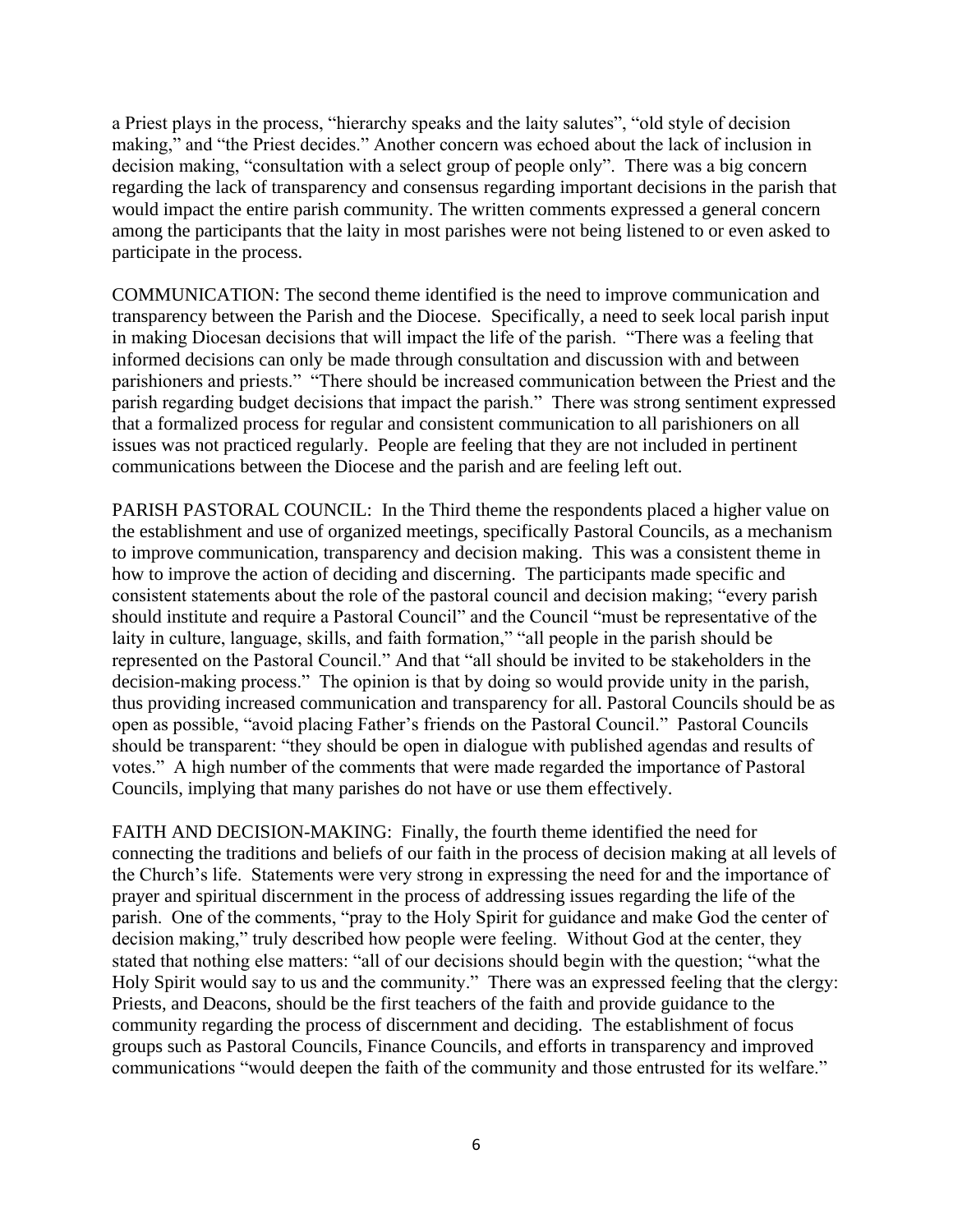a Priest plays in the process, "hierarchy speaks and the laity salutes", "old style of decision making," and "the Priest decides." Another concern was echoed about the lack of inclusion in decision making, "consultation with a select group of people only". There was a big concern regarding the lack of transparency and consensus regarding important decisions in the parish that would impact the entire parish community. The written comments expressed a general concern among the participants that the laity in most parishes were not being listened to or even asked to participate in the process.

COMMUNICATION: The second theme identified is the need to improve communication and transparency between the Parish and the Diocese. Specifically, a need to seek local parish input in making Diocesan decisions that will impact the life of the parish. "There was a feeling that informed decisions can only be made through consultation and discussion with and between parishioners and priests." "There should be increased communication between the Priest and the parish regarding budget decisions that impact the parish." There was strong sentiment expressed that a formalized process for regular and consistent communication to all parishioners on all issues was not practiced regularly. People are feeling that they are not included in pertinent communications between the Diocese and the parish and are feeling left out.

PARISH PASTORAL COUNCIL: In the Third theme the respondents placed a higher value on the establishment and use of organized meetings, specifically Pastoral Councils, as a mechanism to improve communication, transparency and decision making. This was a consistent theme in how to improve the action of deciding and discerning. The participants made specific and consistent statements about the role of the pastoral council and decision making; "every parish should institute and require a Pastoral Council" and the Council "must be representative of the laity in culture, language, skills, and faith formation," "all people in the parish should be represented on the Pastoral Council." And that "all should be invited to be stakeholders in the decision-making process." The opinion is that by doing so would provide unity in the parish, thus providing increased communication and transparency for all. Pastoral Councils should be as open as possible, "avoid placing Father's friends on the Pastoral Council." Pastoral Councils should be transparent: "they should be open in dialogue with published agendas and results of votes." A high number of the comments that were made regarded the importance of Pastoral Councils, implying that many parishes do not have or use them effectively.

FAITH AND DECISION-MAKING: Finally, the fourth theme identified the need for connecting the traditions and beliefs of our faith in the process of decision making at all levels of the Church's life. Statements were very strong in expressing the need for and the importance of prayer and spiritual discernment in the process of addressing issues regarding the life of the parish. One of the comments, "pray to the Holy Spirit for guidance and make God the center of decision making," truly described how people were feeling. Without God at the center, they stated that nothing else matters: "all of our decisions should begin with the question; "what the Holy Spirit would say to us and the community." There was an expressed feeling that the clergy: Priests, and Deacons, should be the first teachers of the faith and provide guidance to the community regarding the process of discernment and deciding. The establishment of focus groups such as Pastoral Councils, Finance Councils, and efforts in transparency and improved communications "would deepen the faith of the community and those entrusted for its welfare."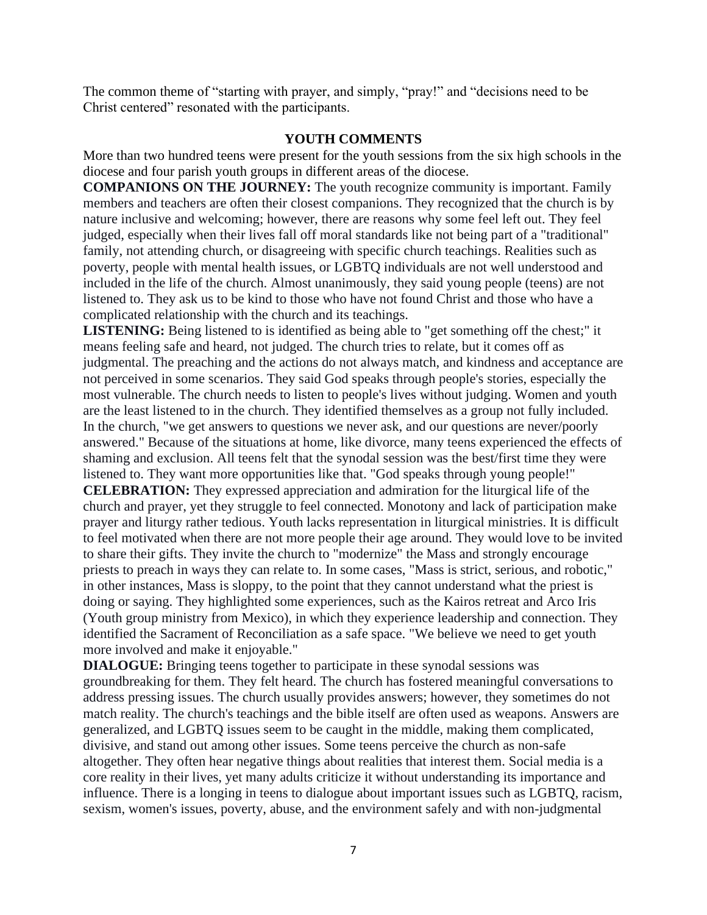The common theme of "starting with prayer, and simply, "pray!" and "decisions need to be Christ centered" resonated with the participants.

## YOUTH COMMENTS

More than two hundred teens were present for the youth sessions from the six high schools in the diocese and four parish youth groups in different areas of the diocese.

**COMPANIONS ON THE JOURNEY:** The youth recognize community is important. Family members and teachers are often their closest companions. They recognized that the church is by nature inclusive and welcoming; however, there are reasons why some feel left out. They feel judged, especially when their lives fall off moral standards like not being part of a "traditional" family, not attending church, or disagreeing with specific church teachings. Realities such as poverty, people with mental health issues, or LGBTQ individuals are not well understood and included in the life of the church. Almost unanimously, they said young people (teens) are not listened to. They ask us to be kind to those who have not found Christ and those who have a complicated relationship with the church and its teachings.

**LISTENING:** Being listened to is identified as being able to "get something off the chest;" it means feeling safe and heard, not judged. The church tries to relate, but it comes off as judgmental. The preaching and the actions do not always match, and kindness and acceptance are not perceived in some scenarios. They said God speaks through people's stories, especially the most vulnerable. The church needs to listen to people's lives without judging. Women and youth are the least listened to in the church. They identified themselves as a group not fully included. In the church, "we get answers to questions we never ask, and our questions are never/poorly answered." Because of the situations at home, like divorce, many teens experienced the effects of shaming and exclusion. All teens felt that the synodal session was the best/first time they were listened to. They want more opportunities like that. "God speaks through young people!"

**CELEBRATION:** They expressed appreciation and admiration for the liturgical life of the church and prayer, yet they struggle to feel connected. Monotony and lack of participation make prayer and liturgy rather tedious. Youth lacks representation in liturgical ministries. It is difficult to feel motivated when there are not more people their age around. They would love to be invited to share their gifts. They invite the church to "modernize" the Mass and strongly encourage priests to preach in ways they can relate to. In some cases, "Mass is strict, serious, and robotic," in other instances, Mass is sloppy, to the point that they cannot understand what the priest is doing or saying. They highlighted some experiences, such as the Kairos retreat and Arco Iris (Youth group ministry from Mexico), in which they experience leadership and connection. They identified the Sacrament of Reconciliation as a safe space. "We believe we need to get youth more involved and make it enjoyable."

**DIALOGUE:** Bringing teens together to participate in these synodal sessions was groundbreaking for them. They felt heard. The church has fostered meaningful conversations to address pressing issues. The church usually provides answers; however, they sometimes do not match reality. The church's teachings and the bible itself are often used as weapons. Answers are generalized, and LGBTQ issues seem to be caught in the middle, making them complicated, divisive, and stand out among other issues. Some teens perceive the church as non-safe altogether. They often hear negative things about realities that interest them. Social media is a core reality in their lives, yet many adults criticize it without understanding its importance and influence. There is a longing in teens to dialogue about important issues such as LGBTQ, racism, sexism, women's issues, poverty, abuse, and the environment safely and with non-judgmental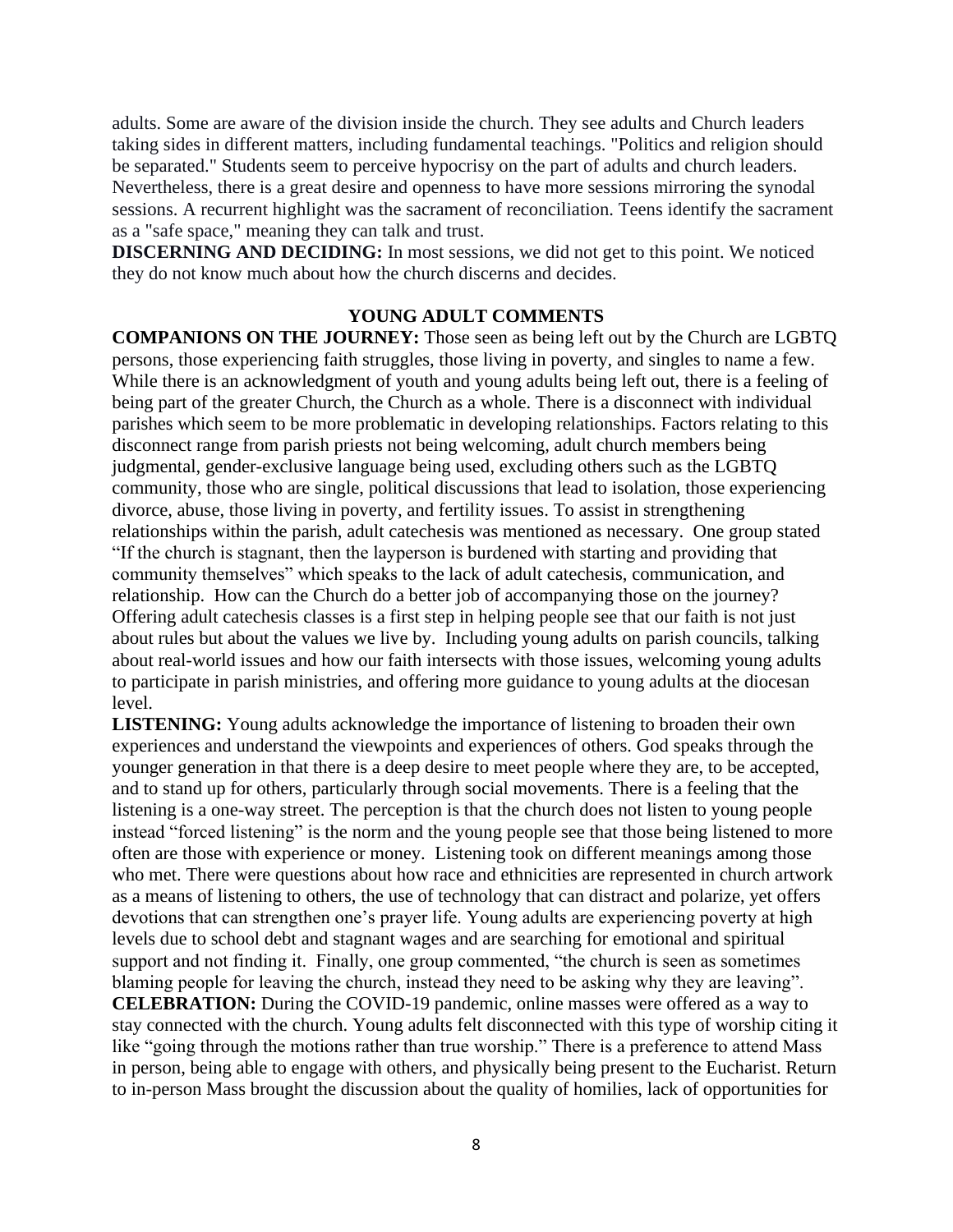adults. Some are aware of the division inside the church. They see adults and Church leaders taking sides in different matters, including fundamental teachings. "Politics and religion should be separated." Students seem to perceive hypocrisy on the part of adults and church leaders. Nevertheless, there is a great desire and openness to have more sessions mirroring the synodal sessions. A recurrent highlight was the sacrament of reconciliation. Teens identify the sacrament as a "safe space," meaning they can talk and trust.

**DISCERNING AND DECIDING:** In most sessions, we did not get to this point. We noticed they do not know much about how the church discerns and decides.

## YOUNG ADULT COMMENTS

**COMPANIONS ON THE JOURNEY:** Those seen as being left out by the Church are LGBTQ persons, those experiencing faith struggles, those living in poverty, and singles to name a few. While there is an acknowledgment of youth and young adults being left out, there is a feeling of being part of the greater Church, the Church as a whole. There is a disconnect with individual parishes which seem to be more problematic in developing relationships. Factors relating to this disconnect range from parish priests not being welcoming, adult church members being judgmental, gender-exclusive language being used, excluding others such as the LGBTQ community, those who are single, political discussions that lead to isolation, those experiencing divorce, abuse, those living in poverty, and fertility issues. To assist in strengthening relationships within the parish, adult catechesis was mentioned as necessary. One group stated "If the church is stagnant, then the layperson is burdened with starting and providing that community themselves" which speaks to the lack of adult catechesis, communication, and relationship. How can the Church do a better job of accompanying those on the journey? Offering adult catechesis classes is a first step in helping people see that our faith is not just about rules but about the values we live by. Including young adults on parish councils, talking about real-world issues and how our faith intersects with those issues, welcoming young adults to participate in parish ministries, and offering more guidance to young adults at the diocesan level.

**LISTENING:** Young adults acknowledge the importance of listening to broaden their own experiences and understand the viewpoints and experiences of others. God speaks through the younger generation in that there is a deep desire to meet people where they are, to be accepted, and to stand up for others, particularly through social movements. There is a feeling that the listening is a one-way street. The perception is that the church does not listen to young people instead "forced listening" is the norm and the young people see that those being listened to more often are those with experience or money. Listening took on different meanings among those who met. There were questions about how race and ethnicities are represented in church artwork as a means of listening to others, the use of technology that can distract and polarize, yet offers devotions that can strengthen one's prayer life. Young adults are experiencing poverty at high levels due to school debt and stagnant wages and are searching for emotional and spiritual support and not finding it. Finally, one group commented, "the church is seen as sometimes blaming people for leaving the church, instead they need to be asking why they are leaving".

**CELEBRATION:** During the COVID-19 pandemic, online masses were offered as a way to stay connected with the church. Young adults felt disconnected with this type of worship citing it like "going through the motions rather than true worship." There is a preference to attend Mass in person, being able to engage with others, and physically being present to the Eucharist. Return to in-person Mass brought the discussion about the quality of homilies, lack of opportunities for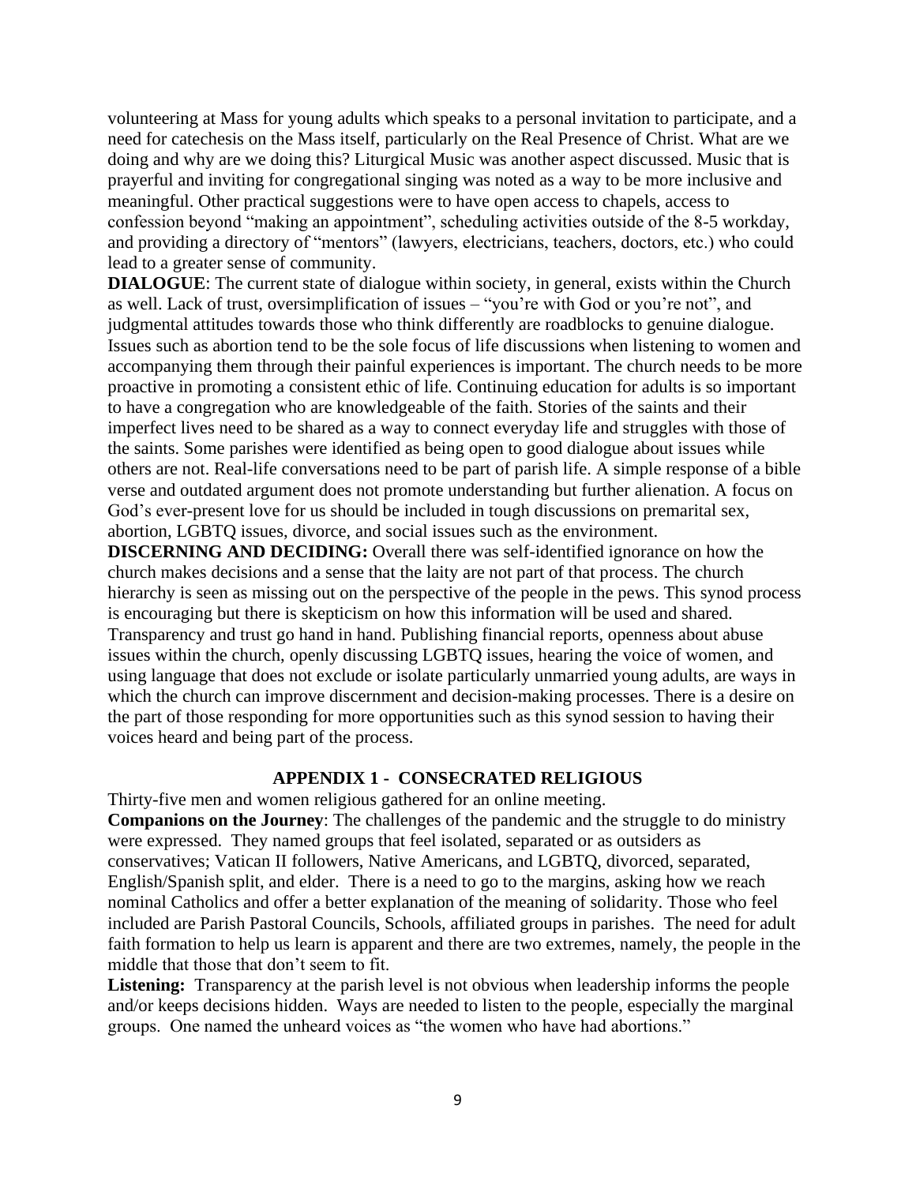volunteering at Mass for young adults which speaks to a personal invitation to participate, and a need for catechesis on the Mass itself, particularly on the Real Presence of Christ. What are we doing and why are we doing this? Liturgical Music was another aspect discussed. Music that is prayerful and inviting for congregational singing was noted as a way to be more inclusive and meaningful. Other practical suggestions were to have open access to chapels, access to confession beyond "making an appointment", scheduling activities outside of the 8-5 workday, and providing a directory of "mentors" (lawyers, electricians, teachers, doctors, etc.) who could lead to a greater sense of community.

**DIALOGUE**: The current state of dialogue within society, in general, exists within the Church as well. Lack of trust, oversimplification of issues – "you're with God or you're not", and judgmental attitudes towards those who think differently are roadblocks to genuine dialogue. Issues such as abortion tend to be the sole focus of life discussions when listening to women and accompanying them through their painful experiences is important. The church needs to be more proactive in promoting a consistent ethic of life. Continuing education for adults is so important to have a congregation who are knowledgeable of the faith. Stories of the saints and their imperfect lives need to be shared as a way to connect everyday life and struggles with those of the saints. Some parishes were identified as being open to good dialogue about issues while others are not. Real-life conversations need to be part of parish life. A simple response of a bible verse and outdated argument does not promote understanding but further alienation. A focus on God's ever-present love for us should be included in tough discussions on premarital sex, abortion, LGBTQ issues, divorce, and social issues such as the environment.

**DISCERNING AND DECIDING:** Overall there was self-identified ignorance on how the church makes decisions and a sense that the laity are not part of that process. The church hierarchy is seen as missing out on the perspective of the people in the pews. This synod process is encouraging but there is skepticism on how this information will be used and shared. Transparency and trust go hand in hand. Publishing financial reports, openness about abuse issues within the church, openly discussing LGBTQ issues, hearing the voice of women, and using language that does not exclude or isolate particularly unmarried young adults, are ways in which the church can improve discernment and decision-making processes. There is a desire on the part of those responding for more opportunities such as this synod session to having their voices heard and being part of the process.

## APPENDIX 1 - CONSECRATED RELIGIOUS

Thirty-five men and women religious gathered for an online meeting.

**Companions on the Journey**: The challenges of the pandemic and the struggle to do ministry were expressed. They named groups that feel isolated, separated or as outsiders as conservatives; Vatican II followers, Native Americans, and LGBTQ, divorced, separated, English/Spanish split, and elder. There is a need to go to the margins, asking how we reach nominal Catholics and offer a better explanation of the meaning of solidarity. Those who feel included are Parish Pastoral Councils, Schools, affiliated groups in parishes. The need for adult faith formation to help us learn is apparent and there are two extremes, namely, the people in the middle that those that don't seem to fit.

**Listening:** Transparency at the parish level is not obvious when leadership informs the people and/or keeps decisions hidden. Ways are needed to listen to the people, especially the marginal groups. One named the unheard voices as "the women who have had abortions."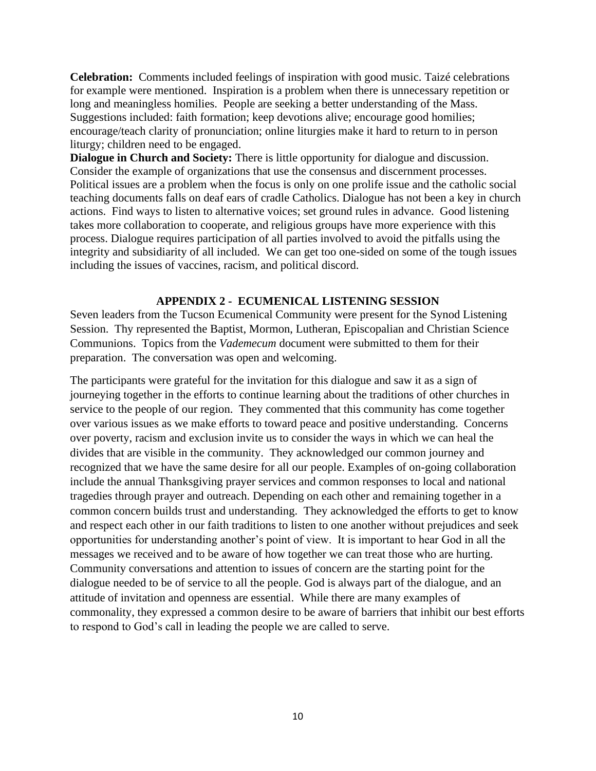**Celebration:** Comments included feelings of inspiration with good music. Taizé celebrations for example were mentioned. Inspiration is a problem when there is unnecessary repetition or long and meaningless homilies. People are seeking a better understanding of the Mass. Suggestions included: faith formation; keep devotions alive; encourage good homilies; encourage/teach clarity of pronunciation; online liturgies make it hard to return to in person liturgy; children need to be engaged.

**Dialogue in Church and Society:** There is little opportunity for dialogue and discussion. Consider the example of organizations that use the consensus and discernment processes. Political issues are a problem when the focus is only on one prolife issue and the catholic social teaching documents falls on deaf ears of cradle Catholics. Dialogue has not been a key in church actions. Find ways to listen to alternative voices; set ground rules in advance. Good listening takes more collaboration to cooperate, and religious groups have more experience with this process. Dialogue requires participation of all parties involved to avoid the pitfalls using the integrity and subsidiarity of all included. We can get too one-sided on some of the tough issues including the issues of vaccines, racism, and political discord.

## APPENDIX 2 - ECUMENICAL LISTENING SESSION

Seven leaders from the Tucson Ecumenical Community were present for the Synod Listening Session. Thy represented the Baptist, Mormon, Lutheran, Episcopalian and Christian Science Communions. Topics from the *Vademecum* document were submitted to them for their preparation. The conversation was open and welcoming.

The participants were grateful for the invitation for this dialogue and saw it as a sign of journeying together in the efforts to continue learning about the traditions of other churches in service to the people of our region. They commented that this community has come together over various issues as we make efforts to toward peace and positive understanding. Concerns over poverty, racism and exclusion invite us to consider the ways in which we can heal the divides that are visible in the community. They acknowledged our common journey and recognized that we have the same desire for all our people. Examples of on-going collaboration include the annual Thanksgiving prayer services and common responses to local and national tragedies through prayer and outreach. Depending on each other and remaining together in a common concern builds trust and understanding. They acknowledged the efforts to get to know and respect each other in our faith traditions to listen to one another without prejudices and seek opportunities for understanding another's point of view. It is important to hear God in all the messages we received and to be aware of how together we can treat those who are hurting. Community conversations and attention to issues of concern are the starting point for the dialogue needed to be of service to all the people. God is always part of the dialogue, and an attitude of invitation and openness are essential. While there are many examples of commonality, they expressed a common desire to be aware of barriers that inhibit our best efforts to respond to God's call in leading the people we are called to serve.